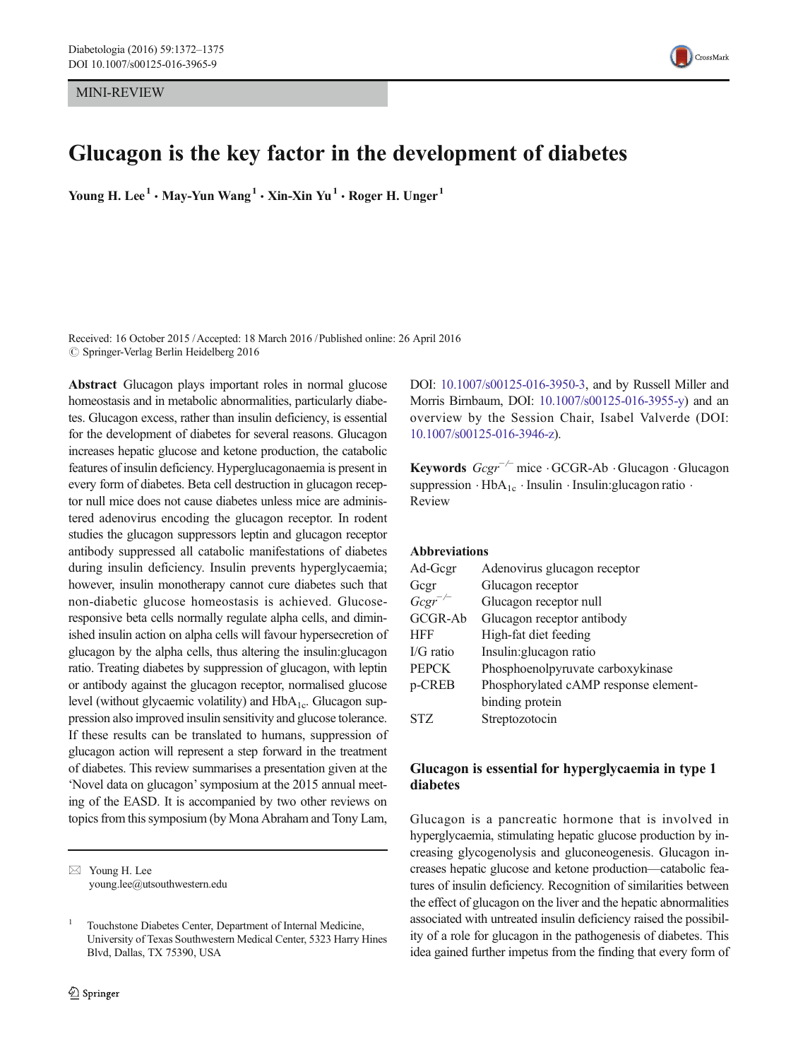MINI-REVIEW

# Glucagon is the key factor in the development of diabetes

Young H. Lee[1] · May-Yun Wang[1] · Xin-Xin Yu[1] · Roger H. Unger[1]

Received: 16 October 2015 / Accepted: 18 March 2016 / Published online: 26 April 2016
© Springer-Verlag Berlin Heidelberg 2016

**Abstract** Glucagon plays important roles in normal glucose homeostasis and in metabolic abnormalities, particularly diabetes. Glucagon excess, rather than insulin deficiency, is essential for the development of diabetes for several reasons. Glucagon increases hepatic glucose and ketone production, the catabolic features of insulin deficiency. Hyperglucagonaemia is present in every form of diabetes. Beta cell destruction in glucagon receptor null mice does not cause diabetes unless mice are administered adenovirus encoding the glucagon receptor. In rodent studies the glucagon suppressors leptin and glucagon receptor antibody suppressed all catabolic manifestations of diabetes during insulin deficiency. Insulin prevents hyperglycaemia; however, insulin monotherapy cannot cure diabetes such that non-diabetic glucose homeostasis is achieved. Glucose-responsive beta cells normally regulate alpha cells, and diminished insulin action on alpha cells will favour hypersecretion of glucagon by the alpha cells, thus altering the insulin:glucagon ratio. Treating diabetes by suppression of glucagon, with leptin or antibody against the glucagon receptor, normalised glucose level (without glycaemic volatility) and $HbA_{1c}$. Glucagon suppression also improved insulin sensitivity and glucose tolerance. If these results can be translated to humans, suppression of glucagon action will represent a step forward in the treatment of diabetes. This review summarises a presentation given at the 'Novel data on glucagon' symposium at the 2015 annual meeting of the EASD. It is accompanied by two other reviews on topics from this symposium (by Mona Abraham and Tony Lam, DOI: 10.1007/s00125-016-3950-3, and by Russell Miller and Morris Birnbaum, DOI: 10.1007/s00125-016-3955-y) and an overview by the Session Chair, Isabel Valverde (DOI: 10.1007/s00125-016-3946-z).

**Keywords** *Gcgr*$^{-/-}$ mice · GCGR-Ab · Glucagon · Glucagon suppression · $HbA_{1c}$ · Insulin · Insulin:glucagon ratio · Review

**Abbreviations**

| | |
|---|---|
| Ad-Gcgr | Adenovirus glucagon receptor |
| Gcgr | Glucagon receptor |
| *Gcgr*$^{-/-}$ | Glucagon receptor null |
| GCGR-Ab | Glucagon receptor antibody |
| HFF | High-fat diet feeding |
| I/G ratio | Insulin:glucagon ratio |
| PEPCK | Phosphoenolpyruvate carboxykinase |
| p-CREB | Phosphorylated cAMP response element-binding protein |
| STZ | Streptozotocin |

✉ Young H. Lee
young.lee@utsouthwestern.edu

[1] Touchstone Diabetes Center, Department of Internal Medicine, University of Texas Southwestern Medical Center, 5323 Harry Hines Blvd, Dallas, TX 75390, USA

## Glucagon is essential for hyperglycaemia in type 1 diabetes

Glucagon is a pancreatic hormone that is involved in hyperglycaemia, stimulating hepatic glucose production by increasing glycogenolysis and gluconeogenesis. Glucagon increases hepatic glucose and ketone production—catabolic features of insulin deficiency. Recognition of similarities between the effect of glucagon on the liver and the hepatic abnormalities associated with untreated insulin deficiency raised the possibility of a role for glucagon in the pathogenesis of diabetes. This idea gained further impetus from the finding that every form of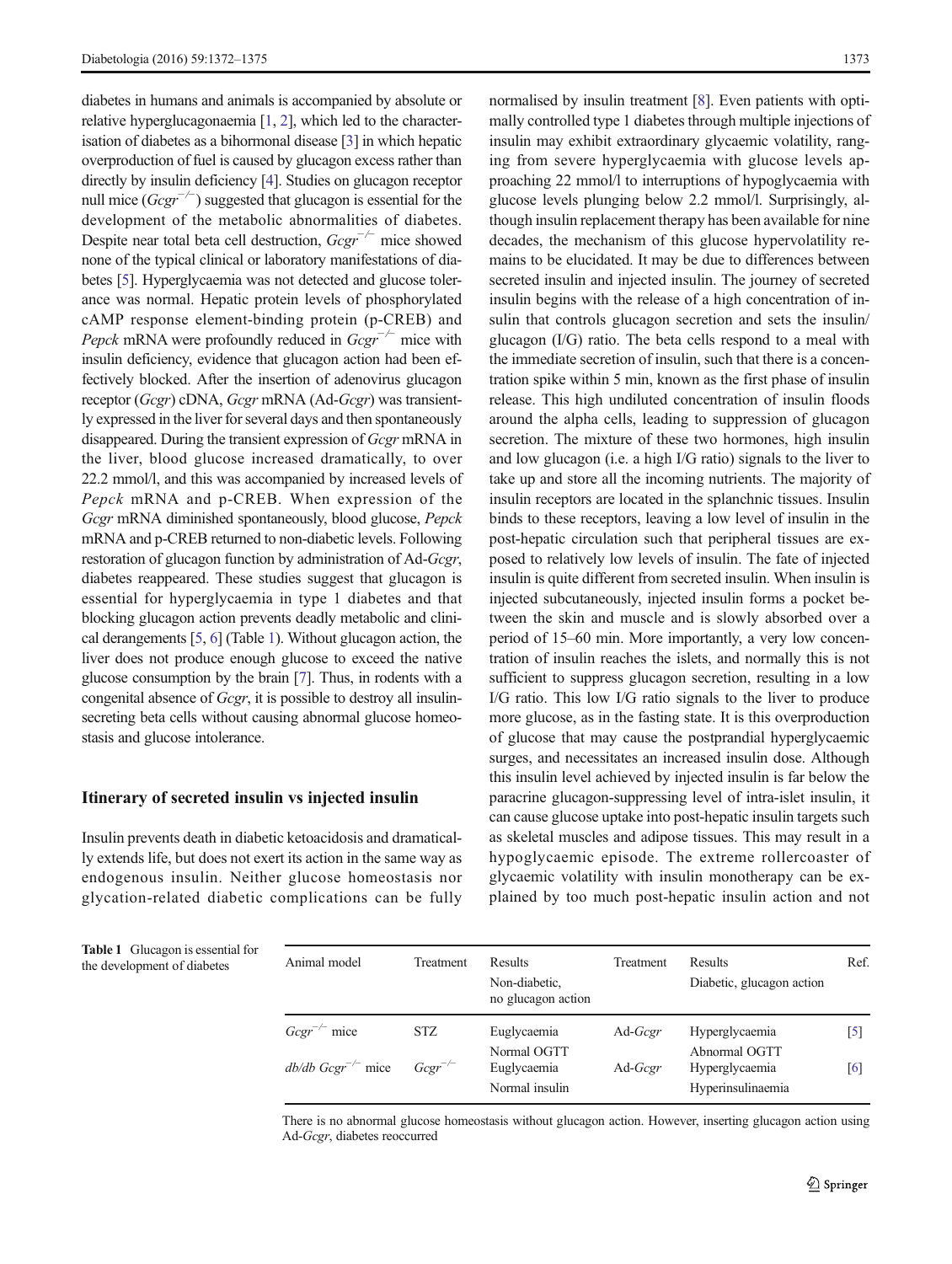diabetes in humans and animals is accompanied by absolute or relative hyperglucagonaemia [1, 2], which led to the characterisation of diabetes as a bihormonal disease [3] in which hepatic overproduction of fuel is caused by glucagon excess rather than directly by insulin deficiency [4]. Studies on glucagon receptor null mice (*Gcgr*$^{-/-}$) suggested that glucagon is essential for the development of the metabolic abnormalities of diabetes. Despite near total beta cell destruction, *Gcgr*$^{-/-}$ mice showed none of the typical clinical or laboratory manifestations of diabetes [5]. Hyperglycaemia was not detected and glucose tolerance was normal. Hepatic protein levels of phosphorylated cAMP response element-binding protein (p-CREB) and *Pepck* mRNA were profoundly reduced in *Gcgr*$^{-/-}$ mice with insulin deficiency, evidence that glucagon action had been effectively blocked. After the insertion of adenovirus glucagon receptor (*Gcgr*) cDNA, *Gcgr* mRNA (Ad-*Gcgr*) was transiently expressed in the liver for several days and then spontaneously disappeared. During the transient expression of *Gcgr* mRNA in the liver, blood glucose increased dramatically, to over 22.2 mmol/l, and this was accompanied by increased levels of *Pepck* mRNA and p-CREB. When expression of the *Gcgr* mRNA diminished spontaneously, blood glucose, *Pepck* mRNA and p-CREB returned to non-diabetic levels. Following restoration of glucagon function by administration of Ad-*Gcgr*, diabetes reappeared. These studies suggest that glucagon is essential for hyperglycaemia in type 1 diabetes and that blocking glucagon action prevents deadly metabolic and clinical derangements [5, 6] (Table 1). Without glucagon action, the liver does not produce enough glucose to exceed the native glucose consumption by the brain [7]. Thus, in rodents with a congenital absence of *Gcgr*, it is possible to destroy all insulin-secreting beta cells without causing abnormal glucose homeostasis and glucose intolerance.

## Itinerary of secreted insulin vs injected insulin

Insulin prevents death in diabetic ketoacidosis and dramatically extends life, but does not exert its action in the same way as endogenous insulin. Neither glucose homeostasis nor glycation-related diabetic complications can be fully normalised by insulin treatment [8]. Even patients with optimally controlled type 1 diabetes through multiple injections of insulin may exhibit extraordinary glycaemic volatility, ranging from severe hyperglycaemia with glucose levels approaching 22 mmol/l to interruptions of hypoglycaemia with glucose levels plunging below 2.2 mmol/l. Surprisingly, although insulin replacement therapy has been available for nine decades, the mechanism of this glucose hypervolatility remains to be elucidated. It may be due to differences between secreted insulin and injected insulin. The journey of secreted insulin begins with the release of a high concentration of insulin that controls glucagon secretion and sets the insulin/glucagon (I/G) ratio. The beta cells respond to a meal with the immediate secretion of insulin, such that there is a concentration spike within 5 min, known as the first phase of insulin release. This high undiluted concentration of insulin floods around the alpha cells, leading to suppression of glucagon secretion. The mixture of these two hormones, high insulin and low glucagon (i.e. a high I/G ratio) signals to the liver to take up and store all the incoming nutrients. The majority of insulin receptors are located in the splanchnic tissues. Insulin binds to these receptors, leaving a low level of insulin in the post-hepatic circulation such that peripheral tissues are exposed to relatively low levels of insulin. The fate of injected insulin is quite different from secreted insulin. When insulin is injected subcutaneously, injected insulin forms a pocket between the skin and muscle and is slowly absorbed over a period of 15–60 min. More importantly, a very low concentration of insulin reaches the islets, and normally this is not sufficient to suppress glucagon secretion, resulting in a low I/G ratio. This low I/G ratio signals to the liver to produce more glucose, as in the fasting state. It is this overproduction of glucose that may cause the postprandial hyperglycaemic surges, and necessitates an increased insulin dose. Although this insulin level achieved by injected insulin is far below the paracrine glucagon-suppressing level of intra-islet insulin, it can cause glucose uptake into post-hepatic insulin targets such as skeletal muscles and adipose tissues. This may result in a hypoglycaemic episode. The extreme rollercoaster of glycaemic volatility with insulin monotherapy can be explained by too much post-hepatic insulin action and not

**Table 1** Glucagon is essential for the development of diabetes

| Animal model | Treatment | Results<br>Non-diabetic, no glucagon action | Treatment | Results<br>Diabetic, glucagon action | Ref. |
|---|---|---|---|---|---|
| *Gcgr*$^{-/-}$ mice | STZ | Euglycaemia<br>Normal OGTT | Ad-*Gcgr* | Hyperglycaemia<br>Abnormal OGTT | [5] |
| *db/db Gcgr*$^{-/-}$ mice | *Gcgr*$^{-/-}$ | Euglycaemia<br>Normal insulin | Ad-*Gcgr* | Hyperglycaemia<br>Hyperinsulinaemia | [6] |

There is no abnormal glucose homeostasis without glucagon action. However, inserting glucagon action using Ad-*Gcgr*, diabetes reoccurred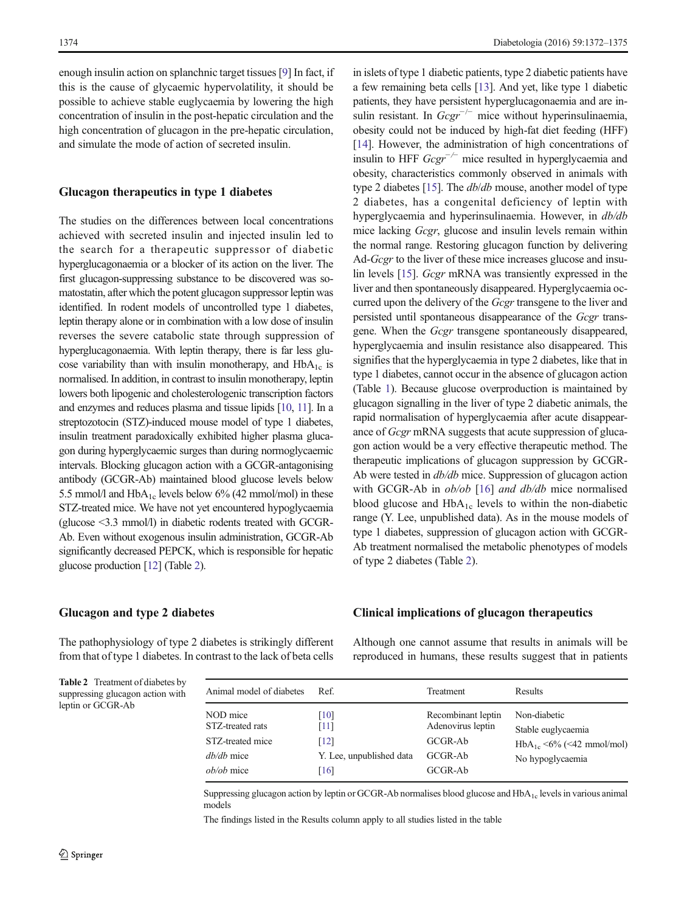enough insulin action on splanchnic target tissues [9] In fact, if this is the cause of glycaemic hypervolatility, it should be possible to achieve stable euglycaemia by lowering the high concentration of insulin in the post-hepatic circulation and the high concentration of glucagon in the pre-hepatic circulation, and simulate the mode of action of secreted insulin.

## Glucagon therapeutics in type 1 diabetes

The studies on the differences between local concentrations achieved with secreted insulin and injected insulin led to the search for a therapeutic suppressor of diabetic hyperglucagonaemia or a blocker of its action on the liver. The first glucagon-suppressing substance to be discovered was somatostatin, after which the potent glucagon suppressor leptin was identified. In rodent models of uncontrolled type 1 diabetes, leptin therapy alone or in combination with a low dose of insulin reverses the severe catabolic state through suppression of hyperglucagonaemia. With leptin therapy, there is far less glucose variability than with insulin monotherapy, and $HbA_{1c}$ is normalised. In addition, in contrast to insulin monotherapy, leptin lowers both lipogenic and cholesterologenic transcription factors and enzymes and reduces plasma and tissue lipids [10, 11]. In a streptozotocin (STZ)-induced mouse model of type 1 diabetes, insulin treatment paradoxically exhibited higher plasma glucagon during hyperglycaemic surges than during normoglycaemic intervals. Blocking glucagon action with a GCGR-antagonising antibody (GCGR-Ab) maintained blood glucose levels below 5.5 mmol/l and $HbA_{1c}$ levels below 6% (42 mmol/mol) in these STZ-treated mice. We have not yet encountered hypoglycaemia (glucose <3.3 mmol/l) in diabetic rodents treated with GCGR-Ab. Even without exogenous insulin administration, GCGR-Ab significantly decreased PEPCK, which is responsible for hepatic glucose production [12] (Table 2).

## Glucagon and type 2 diabetes

The pathophysiology of type 2 diabetes is strikingly different from that of type 1 diabetes. In contrast to the lack of beta cells in islets of type 1 diabetic patients, type 2 diabetic patients have a few remaining beta cells [13]. And yet, like type 1 diabetic patients, they have persistent hyperglucagonaemia and are insulin resistant. In *Gcgr*$^{-/-}$ mice without hyperinsulinaemia, obesity could not be induced by high-fat diet feeding (HFF) [14]. However, the administration of high concentrations of insulin to HFF *Gcgr*$^{-/-}$ mice resulted in hyperglycaemia and obesity, characteristics commonly observed in animals with type 2 diabetes [15]. The *db*/*db* mouse, another model of type 2 diabetes, has a congenital deficiency of leptin with hyperglycaemia and hyperinsulinaemia. However, in *db/db* mice lacking *Gcgr*, glucose and insulin levels remain within the normal range. Restoring glucagon function by delivering Ad-*Gcgr* to the liver of these mice increases glucose and insulin levels [15]. *Gcgr* mRNA was transiently expressed in the liver and then spontaneously disappeared. Hyperglycaemia occurred upon the delivery of the *Gcgr* transgene to the liver and persisted until spontaneous disappearance of the *Gcgr* transgene. When the *Gcgr* transgene spontaneously disappeared, hyperglycaemia and insulin resistance also disappeared. This signifies that the hyperglycaemia in type 2 diabetes, like that in type 1 diabetes, cannot occur in the absence of glucagon action (Table 1). Because glucose overproduction is maintained by glucagon signalling in the liver of type 2 diabetic animals, the rapid normalisation of hyperglycaemia after acute disappearance of *Gcgr* mRNA suggests that acute suppression of glucagon action would be a very effective therapeutic method. The therapeutic implications of glucagon suppression by GCGR-Ab were tested in *db/db* mice. Suppression of glucagon action with GCGR-Ab in *ob/ob* [16] *and db/db* mice normalised blood glucose and $HbA_{1c}$ levels to within the non-diabetic range (Y. Lee, unpublished data). As in the mouse models of type 1 diabetes, suppression of glucagon action with GCGR-Ab treatment normalised the metabolic phenotypes of models of type 2 diabetes (Table 2).

## Clinical implications of glucagon therapeutics

Although one cannot assume that results in animals will be reproduced in humans, these results suggest that in patients

**Table 2** Treatment of diabetes by suppressing glucagon action with leptin or GCGR-Ab

| Animal model of diabetes | Ref. | Treatment | Results |
|---|---|---|---|
| NOD mice | [10] | Recombinant leptin | Non-diabetic |
| STZ-treated rats | [11] | Adenovirus leptin | Stable euglycaemia |
| STZ-treated mice | [12] | GCGR-Ab | $HbA_{1c}$ <6% (<42 mmol/mol) |
| *db/db* mice | Y. Lee, unpublished data | GCGR-Ab | No hypoglycaemia |
| *ob/ob* mice | [16] | GCGR-Ab | |

Suppressing glucagon action by leptin or GCGR-Ab normalises blood glucose and $HbA_{1c}$ levels in various animal models

The findings listed in the Results column apply to all studies listed in the table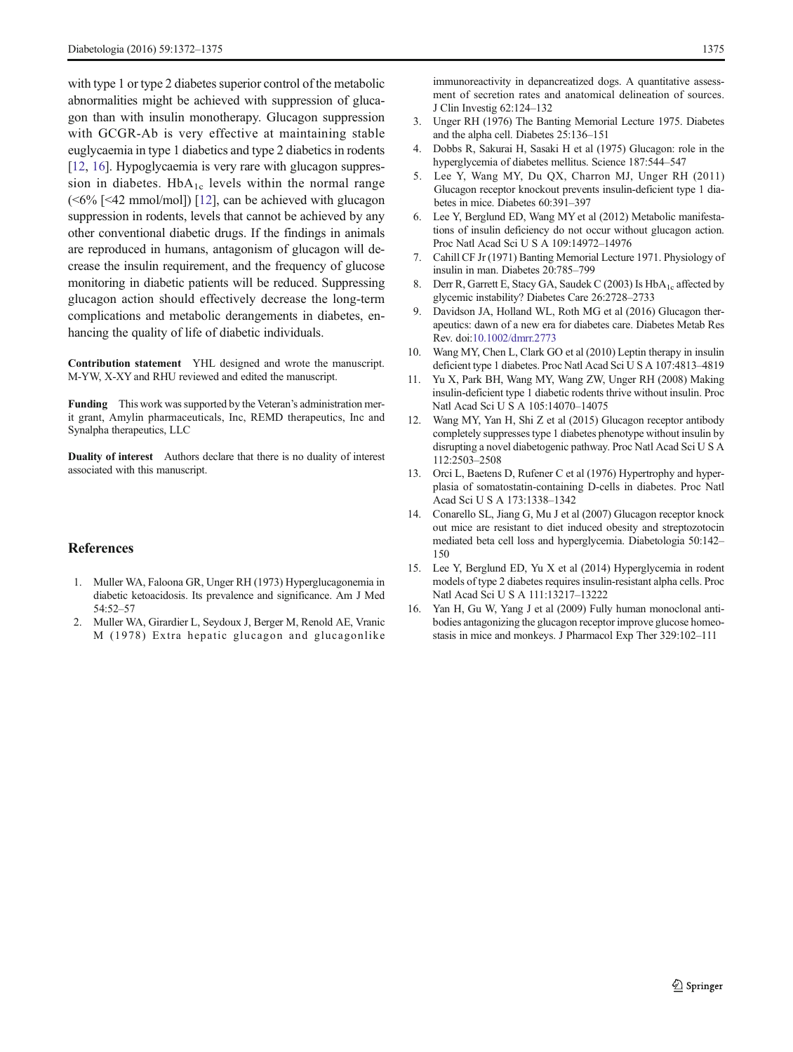with type 1 or type 2 diabetes superior control of the metabolic abnormalities might be achieved with suppression of glucagon than with insulin monotherapy. Glucagon suppression with GCGR-Ab is very effective at maintaining stable euglycaemia in type 1 diabetics and type 2 diabetics in rodents [12, 16]. Hypoglycaemia is very rare with glucagon suppression in diabetes. $HbA_{1c}$ levels within the normal range (<6% [<42 mmol/mol]) [12], can be achieved with glucagon suppression in rodents, levels that cannot be achieved by any other conventional diabetic drugs. If the findings in animals are reproduced in humans, antagonism of glucagon will decrease the insulin requirement, and the frequency of glucose monitoring in diabetic patients will be reduced. Suppressing glucagon action should effectively decrease the long-term complications and metabolic derangements in diabetes, enhancing the quality of life of diabetic individuals.

**Contribution statement** YHL designed and wrote the manuscript. M-YW, X-XY and RHU reviewed and edited the manuscript.

**Funding** This work was supported by the Veteran's administration merit grant, Amylin pharmaceuticals, Inc, REMD therapeutics, Inc and Synalpha therapeutics, LLC

**Duality of interest** Authors declare that there is no duality of interest associated with this manuscript.

## References

1. Muller WA, Faloona GR, Unger RH (1973) Hyperglucagonemia in diabetic ketoacidosis. Its prevalence and significance. Am J Med 54:52–57
2. Muller WA, Girardier L, Seydoux J, Berger M, Renold AE, Vranic M (1978) Extra hepatic glucagon and glucagonlike immunoreactivity in depancreatized dogs. A quantitative assessment of secretion rates and anatomical delineation of sources. J Clin Investig 62:124–132
3. Unger RH (1976) The Banting Memorial Lecture 1975. Diabetes and the alpha cell. Diabetes 25:136–151
4. Dobbs R, Sakurai H, Sasaki H et al (1975) Glucagon: role in the hyperglycemia of diabetes mellitus. Science 187:544–547
5. Lee Y, Wang MY, Du QX, Charron MJ, Unger RH (2011) Glucagon receptor knockout prevents insulin-deficient type 1 diabetes in mice. Diabetes 60:391–397
6. Lee Y, Berglund ED, Wang MY et al (2012) Metabolic manifestations of insulin deficiency do not occur without glucagon action. Proc Natl Acad Sci U S A 109:14972–14976
7. Cahill CF Jr (1971) Banting Memorial Lecture 1971. Physiology of insulin in man. Diabetes 20:785–799
8. Derr R, Garrett E, Stacy GA, Saudek C (2003) Is $HbA_{1c}$ affected by glycemic instability? Diabetes Care 26:2728–2733
9. Davidson JA, Holland WL, Roth MG et al (2016) Glucagon therapeutics: dawn of a new era for diabetes care. Diabetes Metab Res Rev. doi:10.1002/dmrr.2773
10. Wang MY, Chen L, Clark GO et al (2010) Leptin therapy in insulin deficient type 1 diabetes. Proc Natl Acad Sci U S A 107:4813–4819
11. Yu X, Park BH, Wang MY, Wang ZW, Unger RH (2008) Making insulin-deficient type 1 diabetic rodents thrive without insulin. Proc Natl Acad Sci U S A 105:14070–14075
12. Wang MY, Yan H, Shi Z et al (2015) Glucagon receptor antibody completely suppresses type 1 diabetes phenotype without insulin by disrupting a novel diabetogenic pathway. Proc Natl Acad Sci U S A 112:2503–2508
13. Orci L, Baetens D, Rufener C et al (1976) Hypertrophy and hyperplasia of somatostatin-containing D-cells in diabetes. Proc Natl Acad Sci U S A 173:1338–1342
14. Conarello SL, Jiang G, Mu J et al (2007) Glucagon receptor knock out mice are resistant to diet induced obesity and streptozotocin mediated beta cell loss and hyperglycemia. Diabetologia 50:142–150
15. Lee Y, Berglund ED, Yu X et al (2014) Hyperglycemia in rodent models of type 2 diabetes requires insulin-resistant alpha cells. Proc Natl Acad Sci U S A 111:13217–13222
16. Yan H, Gu W, Yang J et al (2009) Fully human monoclonal antibodies antagonizing the glucagon receptor improve glucose homeostasis in mice and monkeys. J Pharmacol Exp Ther 329:102–111